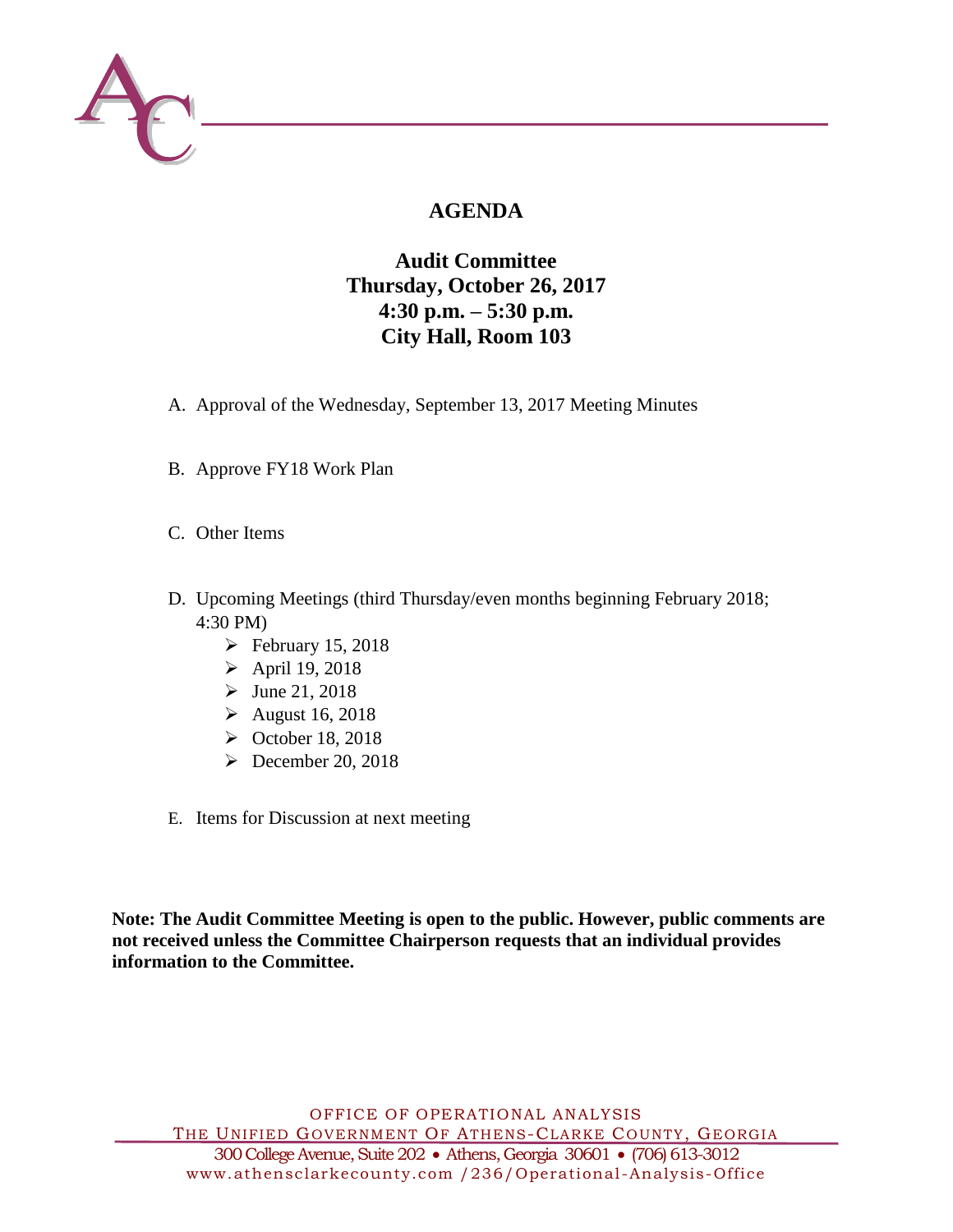# AGENDA

## Audit Committee
## Thursday, October 26, 2017
## 4:30 p.m. – 5:30 p.m.
## City Hall, Room 103

A. Approval of the Wednesday, September 13, 2017 Meeting Minutes

B. Approve FY18 Work Plan

C. Other Items

D. Upcoming Meetings (third Thursday/even months beginning February 2018; 4:30 PM)
   - February 15, 2018
   - April 19, 2018
   - June 21, 2018
   - August 16, 2018
   - October 18, 2018
   - December 20, 2018

E. Items for Discussion at next meeting

**Note: The Audit Committee Meeting is open to the public. However, public comments are not received unless the Committee Chairperson requests that an individual provides information to the Committee.**

OFFICE OF OPERATIONAL ANALYSIS
THE UNIFIED GOVERNMENT OF ATHENS-CLARKE COUNTY, GEORGIA
300 College Avenue, Suite 202 • Athens, Georgia 30601 • (706) 613-3012
www.athensclarkecounty.com /236/Operational-Analysis-Office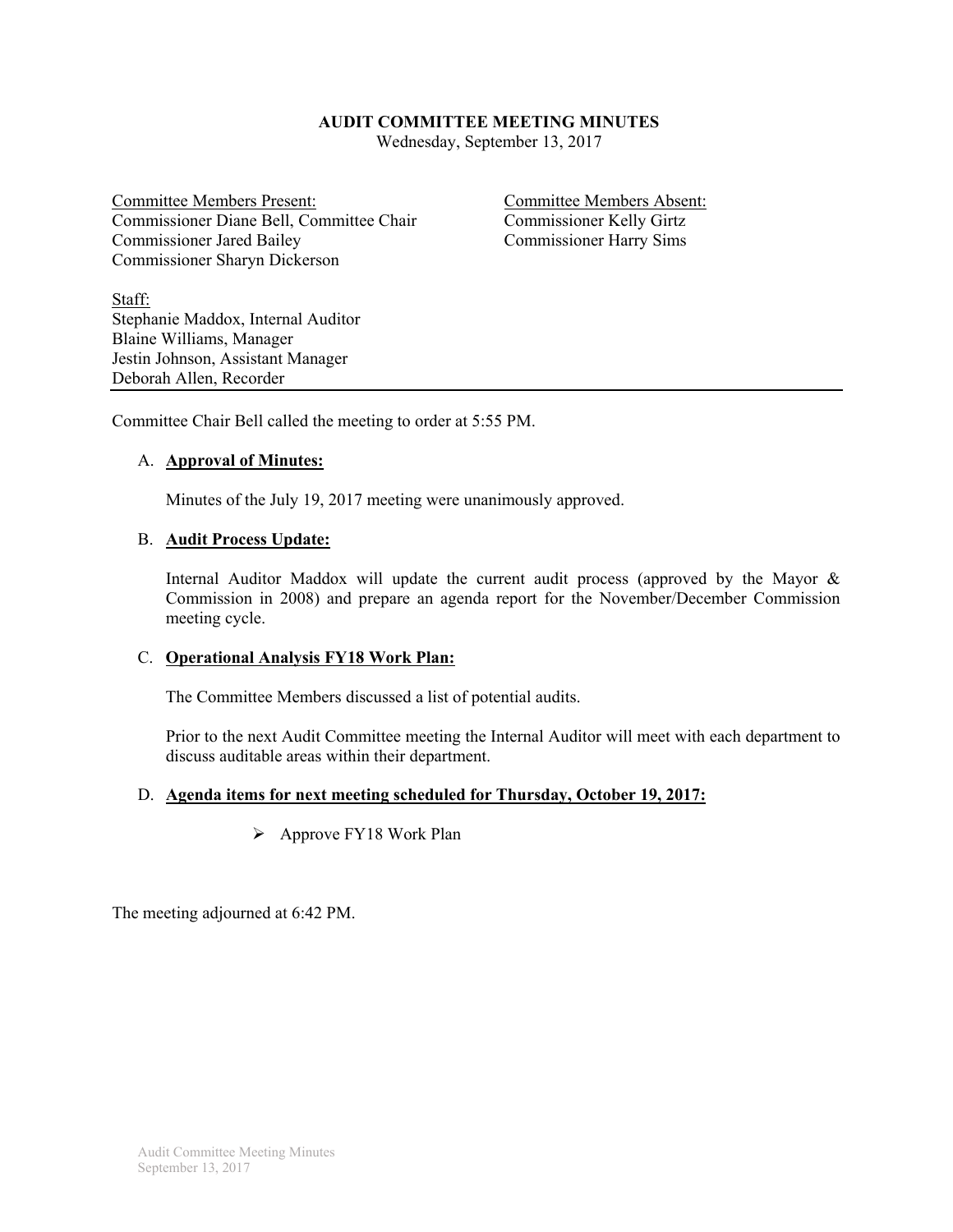# AUDIT COMMITTEE MEETING MINUTES

Wednesday, September 13, 2017

Committee Members Present:
Commissioner Diane Bell, Committee Chair
Commissioner Jared Bailey
Commissioner Sharyn Dickerson

Committee Members Absent:
Commissioner Kelly Girtz
Commissioner Harry Sims

Staff:
Stephanie Maddox, Internal Auditor
Blaine Williams, Manager
Jestin Johnson, Assistant Manager
Deborah Allen, Recorder

---

Committee Chair Bell called the meeting to order at 5:55 PM.

A. **Approval of Minutes:**

   Minutes of the July 19, 2017 meeting were unanimously approved.

B. **Audit Process Update:**

   Internal Auditor Maddox will update the current audit process (approved by the Mayor & Commission in 2008) and prepare an agenda report for the November/December Commission meeting cycle.

C. **Operational Analysis FY18 Work Plan:**

   The Committee Members discussed a list of potential audits.

   Prior to the next Audit Committee meeting the Internal Auditor will meet with each department to discuss auditable areas within their department.

D. **Agenda items for next meeting scheduled for Thursday, October 19, 2017:**

   - Approve FY18 Work Plan

The meeting adjourned at 6:42 PM.